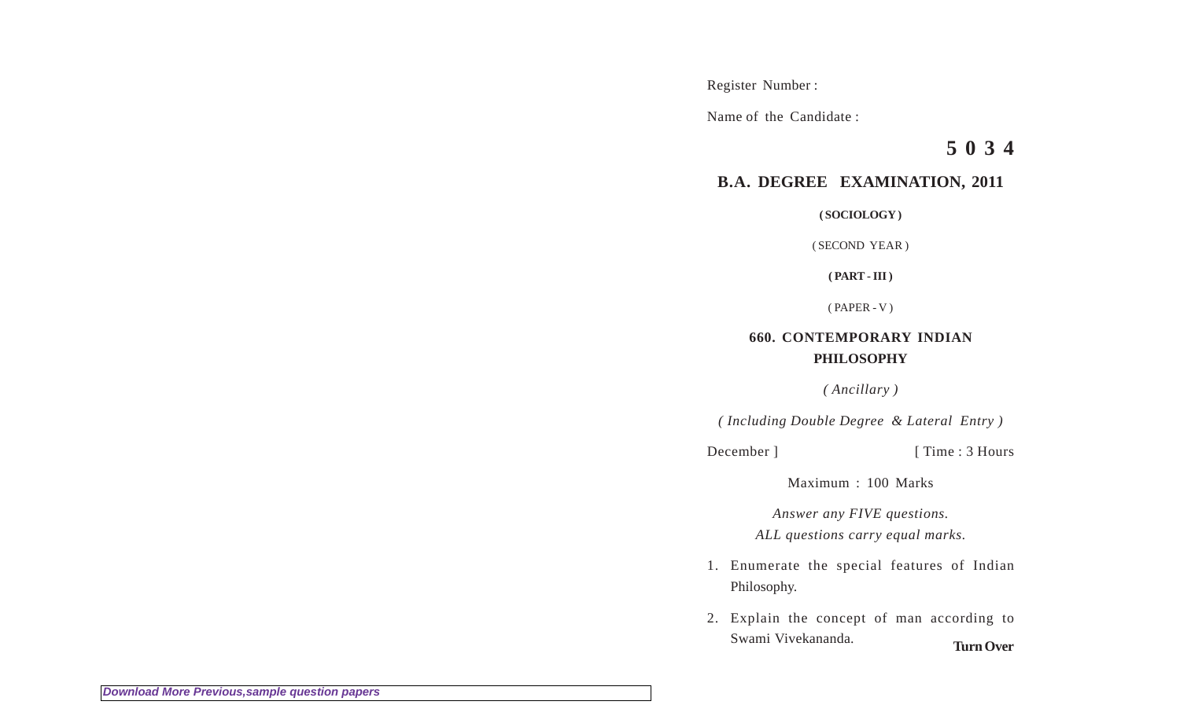Register Number :

Name of the Candidate :

**5 0 3 4**

## B.A. DEGREE EXAMINATION, 2011

**( SOCIOLOGY )**

( SECOND YEAR )

**( PART - III )**

( PAPER - V )

### 660. CONTEMPORARY INDIAN PHILOSOPHY

*( Ancillary )*

*( Including Double Degree & Lateral Entry )*

December ] [ Time : 3 Hours

Maximum : 100 Marks

*Answer any FIVE questions.*
*ALL questions carry equal marks.*

1. Enumerate the special features of Indian Philosophy.

2. Explain the concept of man according to Swami Vivekananda.

**Turn Over**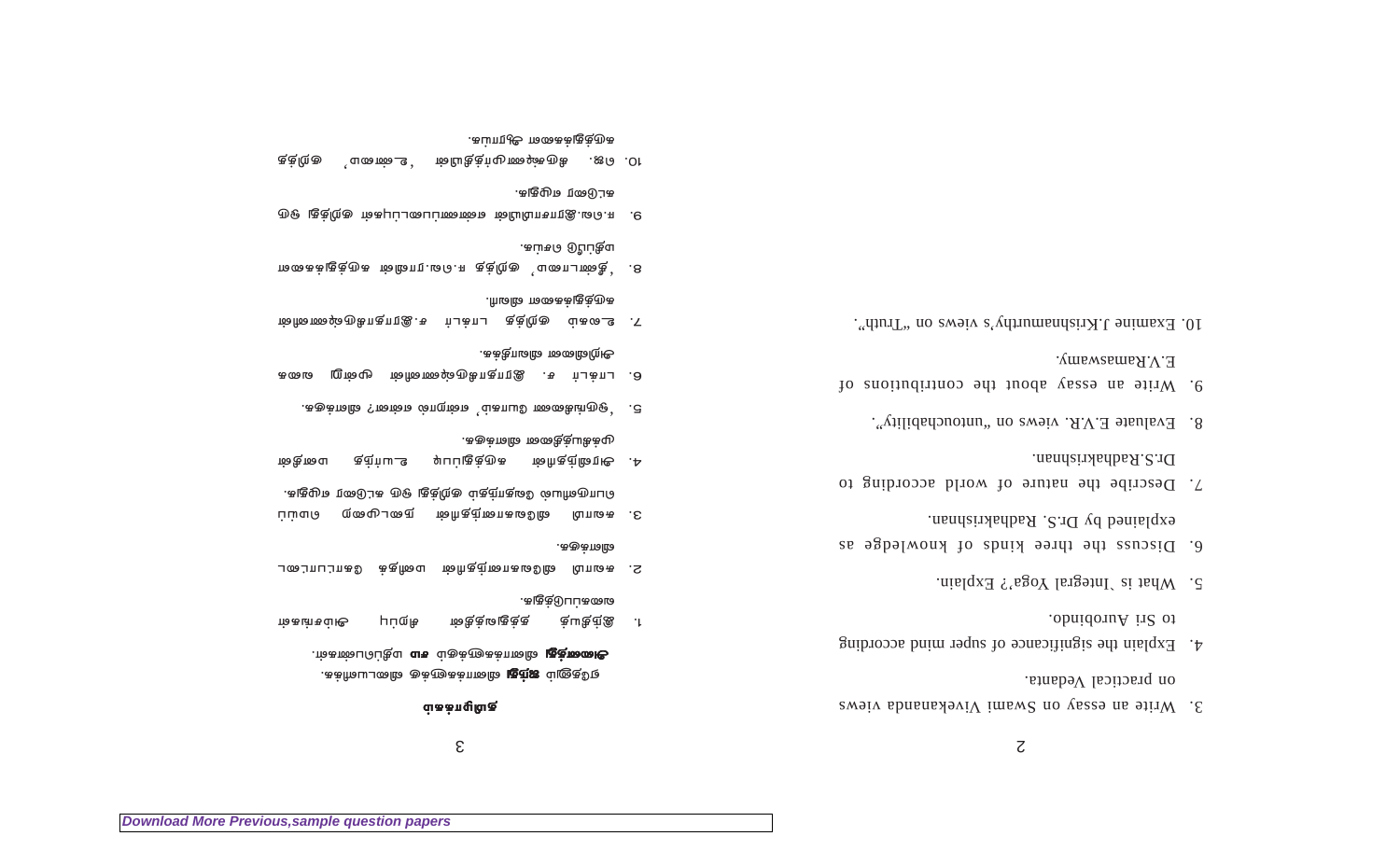3. Write an essay on Swami Vivekananda views on practical Vedanta.

4. Explain the significance of super mind according to Sri Aurobindo.

5. What is `Integral Yoga'? Explain.

6. Discuss the three kinds of knowledge as explained by Dr.S. Radhakrishnan.

7. Describe the nature of world according to Dr.S.Radhakrishnan.

8. Evaluate E.V.R. views on "untouchability".

9. Write an essay about the contributions of E.V.Ramaswamy.

10. Examine J.Krishnamurthy's views on "Truth".

## தமிழாக்கம்

ஏதேனும் **ஐந்து** வினாக்களுக்கு விடையளிக்க.

**அனைத்து** வினாக்களுக்கும் சம மதிப்பெண்கள்.

1. இந்தியத் தத்துவத்தின் சிறப்பு அம்சங்களை வகைப்படுத்துக.

2. சுவாமி விவேகானந்தரின் பணிக் கோட்பாட்டை விளக்குக.

3. சுவாமி விவேகானந்தரின் நடைமுறைப் பொருளியல் வேதாந்தம் குறித்து ஒரு கட்டுரை எழுதுக.

4. அரவிந்தரின் கருத்துப்படி உயர்ந்த மனத்தின் முக்கியத்துவத்தை விளக்குக.

5. `ஒருங்கிணைந்த யோகம்' என்றால் என்ன? விளக்குக.

6. டாக்டர் எஸ். இராதாகிருஷ்ணனின் மூன்று வகை அறிவினை விளக்குக.

7. உலகம் குறித்த டாக்டர் எஸ்.இராதாகிருஷ்ணனின் கருத்தினை விவரி.

8. `தீண்டாமை' குறித்த ஈ.வெ.ரா.வின் கருத்தினை மதிப்பீடு செய்க.

9. ஈ.வெ.இராமசாமியின் பங்களிப்புகள் குறித்து ஒரு கட்டுரை எழுதுக.

10. ஜே. கிருஷ்ணமூர்த்தியின் `உண்மை' குறித்த கருத்துக்களை ஆராய்க.